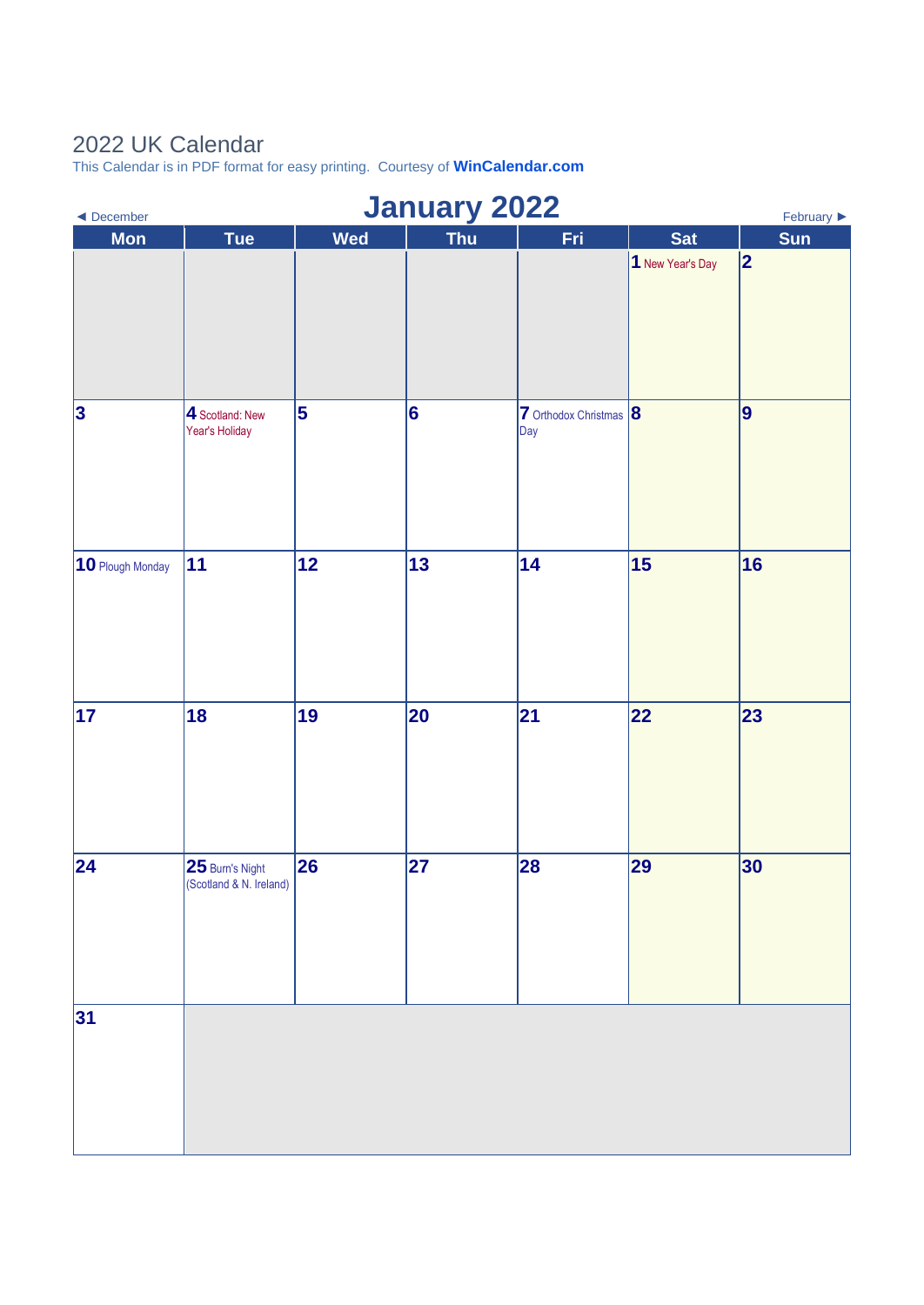# 2022 UK Calendar

This Calendar is in PDF format for easy printing. Courtesy of **WinCalendar.com**

◄ December | **January 2022** | February ►

| Mon | Tue | Wed | Thu | Fri | Sat | Sun |
|---|---|---|---|---|---|---|
| | | | | | **1** New Year's Day | **2** |
| **3** | **4** Scotland: New Year's Holiday | **5** | **6** | **7** Orthodox Christmas Day | **8** | **9** |
| **10** Plough Monday | **11** | **12** | **13** | **14** | **15** | **16** |
| **17** | **18** | **19** | **20** | **21** | **22** | **23** |
| **24** | **25** Burn's Night (Scotland & N. Ireland) | **26** | **27** | **28** | **29** | **30** |
| **31** | | | | | | |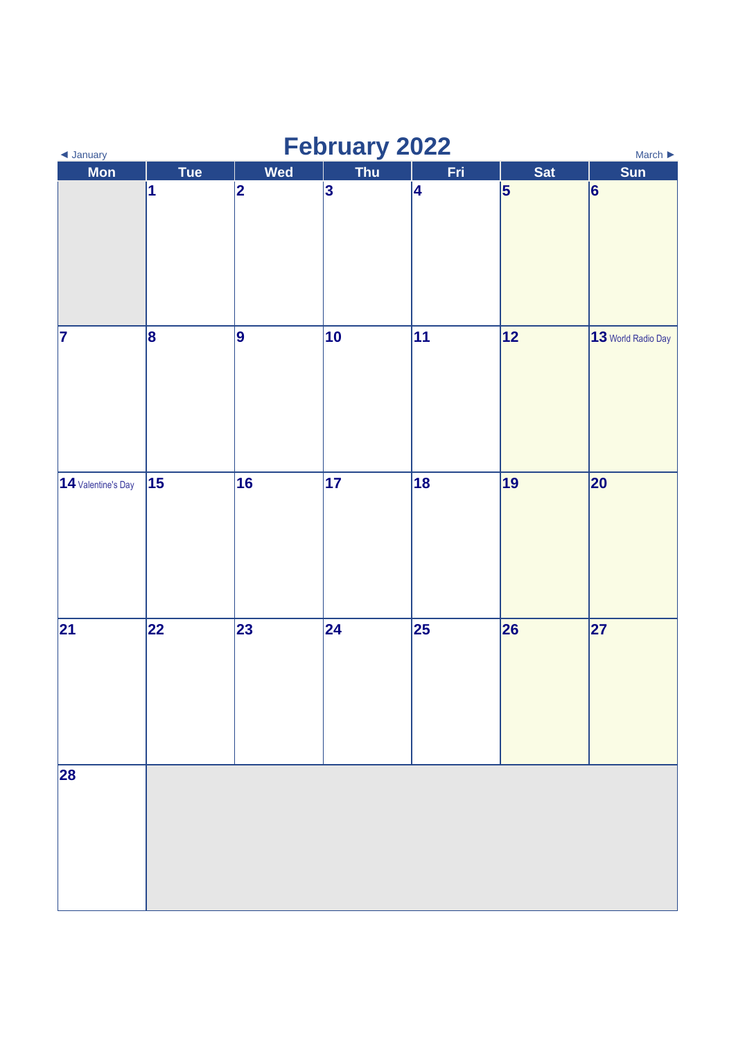◄ January

# February 2022

March ►

| Mon | Tue | Wed | Thu | Fri | Sat | Sun |
|---|---|---|---|---|---|---|
| | 1 | 2 | 3 | 4 | 5 | 6 |
| 7 | 8 | 9 | 10 | 11 | 12 | 13 World Radio Day |
| 14 Valentine's Day | 15 | 16 | 17 | 18 | 19 | 20 |
| 21 | 22 | 23 | 24 | 25 | 26 | 27 |
| 28 | | | | | | |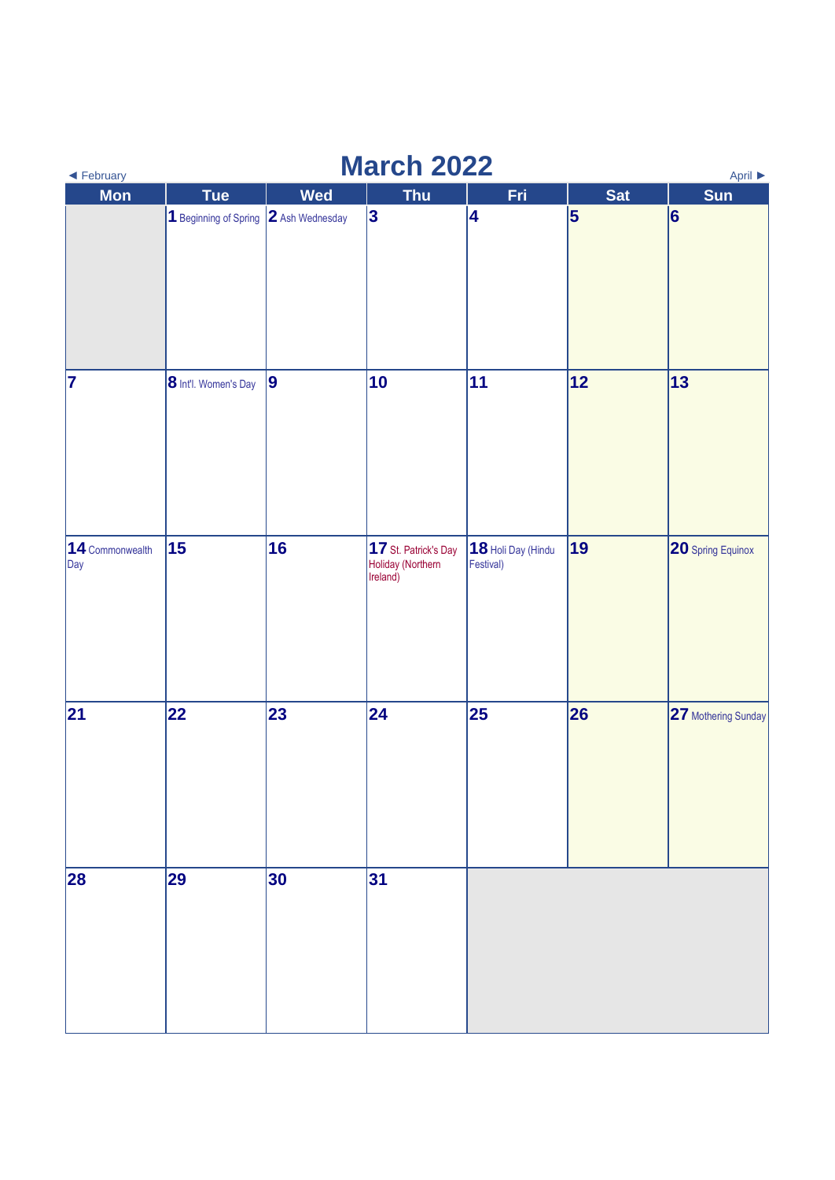◄ February

# March 2022

April ►

| Mon | Tue | Wed | Thu | Fri | Sat | Sun |
|---|---|---|---|---|---|---|
| | 1 Beginning of Spring | 2 Ash Wednesday | 3 | 4 | 5 | 6 |
| 7 | 8 Int'l. Women's Day | 9 | 10 | 11 | 12 | 13 |
| 14 Commonwealth Day | 15 | 16 | 17 St. Patrick's Day Holiday (Northern Ireland) | 18 Holi Day (Hindu Festival) | 19 | 20 Spring Equinox |
| 21 | 22 | 23 | 24 | 25 | 26 | 27 Mothering Sunday |
| 28 | 29 | 30 | 31 | | | |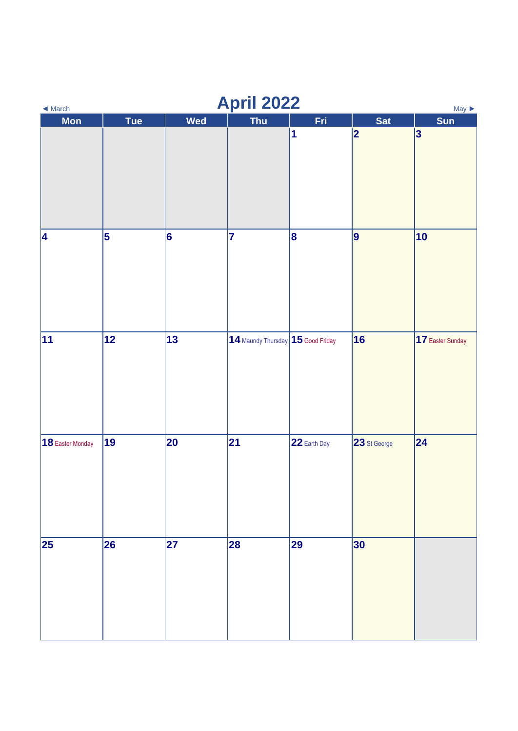◄ March

# April 2022

May ►

| Mon | Tue | Wed | Thu | Fri | Sat | Sun |
| --- | --- | --- | --- | --- | --- | --- |
| | | | | 1 | 2 | 3 |
| 4 | 5 | 6 | 7 | 8 | 9 | 10 |
| 11 | 12 | 13 | 14 Maundy Thursday | 15 Good Friday | 16 | 17 Easter Sunday |
| 18 Easter Monday | 19 | 20 | 21 | 22 Earth Day | 23 St George | 24 |
| 25 | 26 | 27 | 28 | 29 | 30 | |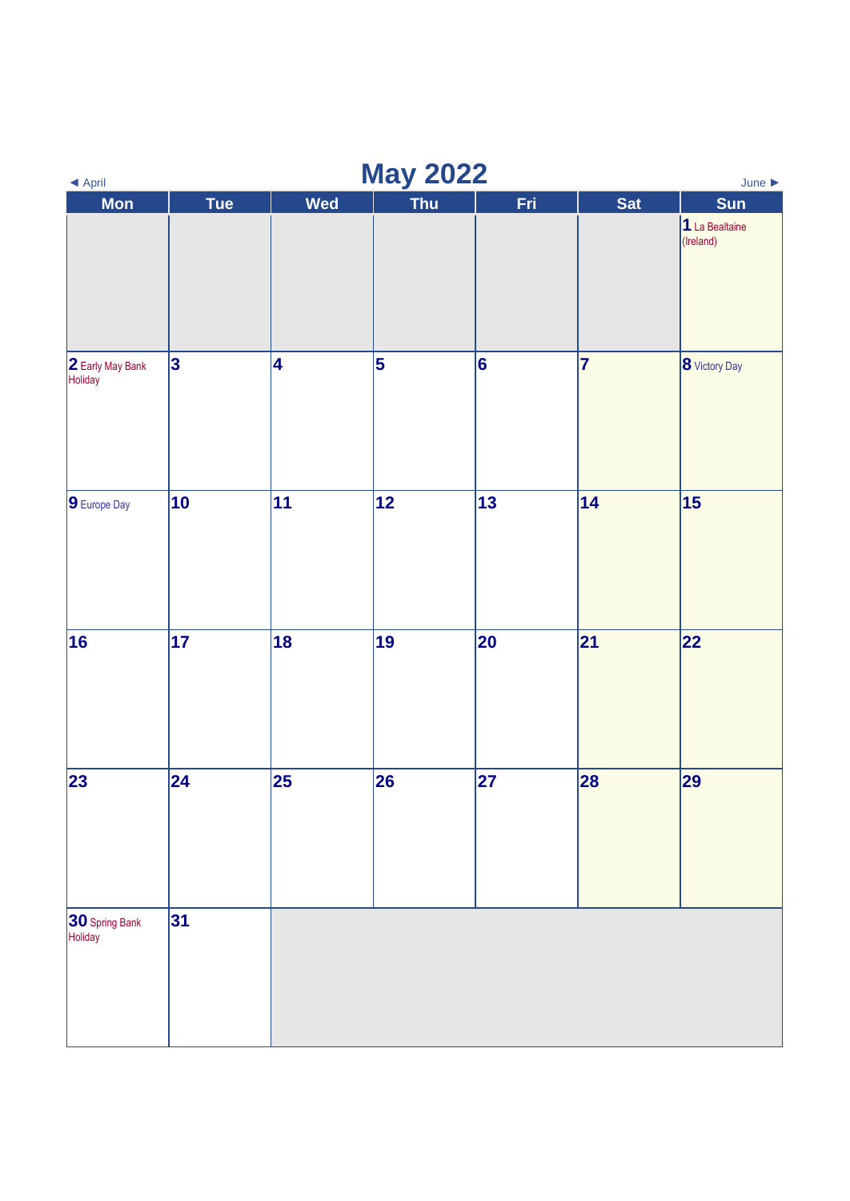◄ April

# May 2022

June ►

| Mon | Tue | Wed | Thu | Fri | Sat | Sun |
|---|---|---|---|---|---|---|
| | | | | | | 1 La Bealtaine (Ireland) |
| 2 Early May Bank Holiday | 3 | 4 | 5 | 6 | 7 | 8 Victory Day |
| 9 Europe Day | 10 | 11 | 12 | 13 | 14 | 15 |
| 16 | 17 | 18 | 19 | 20 | 21 | 22 |
| 23 | 24 | 25 | 26 | 27 | 28 | 29 |
| 30 Spring Bank Holiday | 31 | | | | | |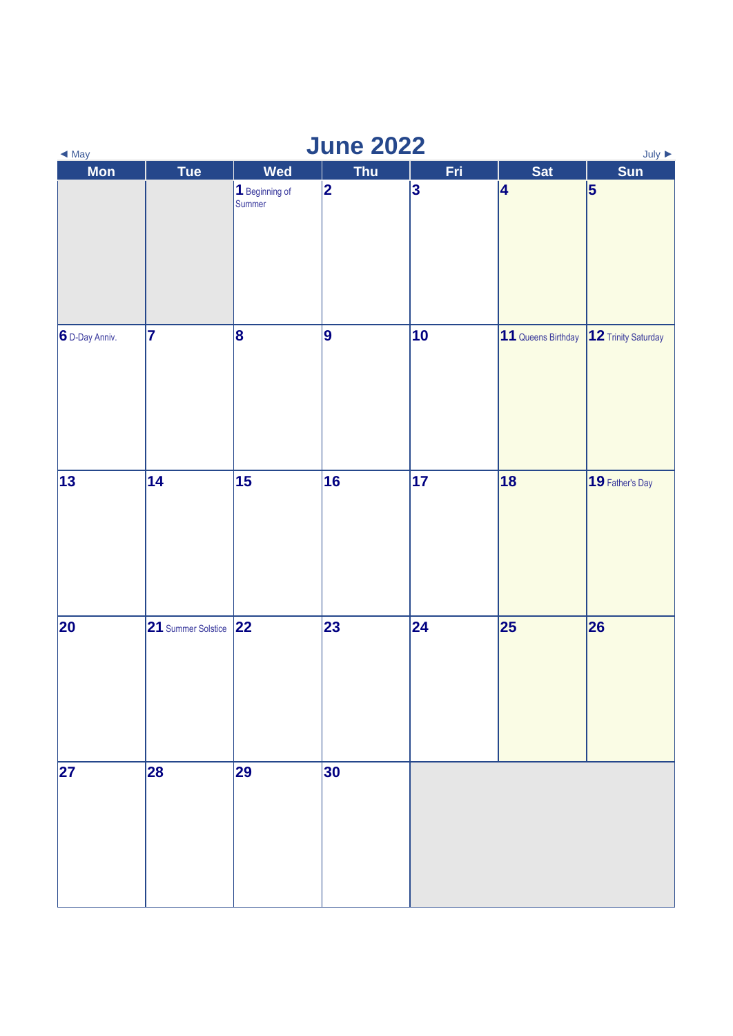◄ May

# June 2022

July ►

| Mon | Tue | Wed | Thu | Fri | Sat | Sun |
|---|---|---|---|---|---|---|
| | | 1 Beginning of Summer | 2 | 3 | 4 | 5 |
| 6 D-Day Anniv. | 7 | 8 | 9 | 10 | 11 Queens Birthday | 12 Trinity Saturday |
| 13 | 14 | 15 | 16 | 17 | 18 | 19 Father's Day |
| 20 | 21 Summer Solstice | 22 | 23 | 24 | 25 | 26 |
| 27 | 28 | 29 | 30 | | | |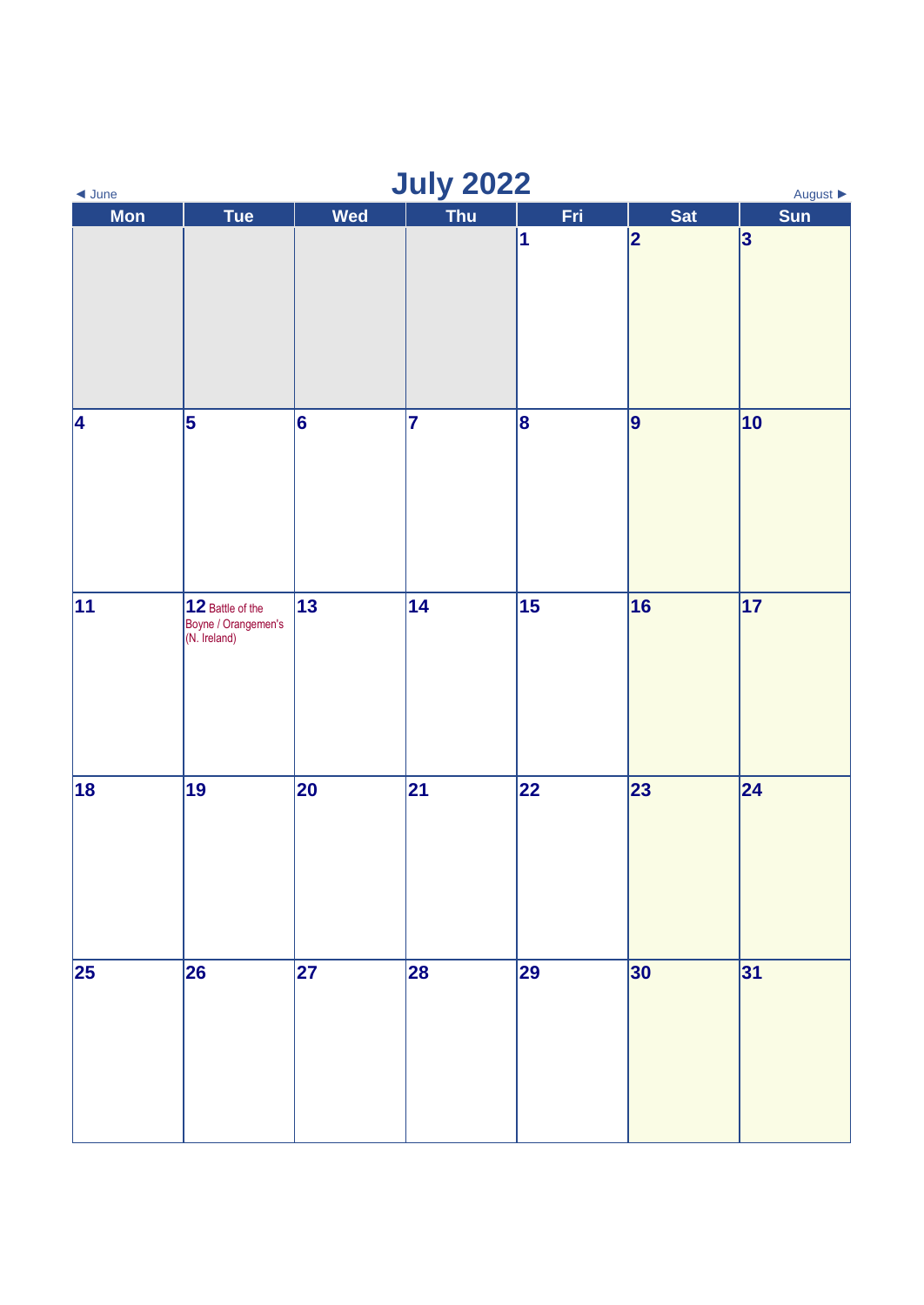◄ June

# July 2022

August ►

| Mon | Tue | Wed | Thu | Fri | Sat | Sun |
|---|---|---|---|---|---|---|
| | | | | 1 | 2 | 3 |
| 4 | 5 | 6 | 7 | 8 | 9 | 10 |
| 11 | 12 Battle of the Boyne / Orangemen's (N. Ireland) | 13 | 14 | 15 | 16 | 17 |
| 18 | 19 | 20 | 21 | 22 | 23 | 24 |
| 25 | 26 | 27 | 28 | 29 | 30 | 31 |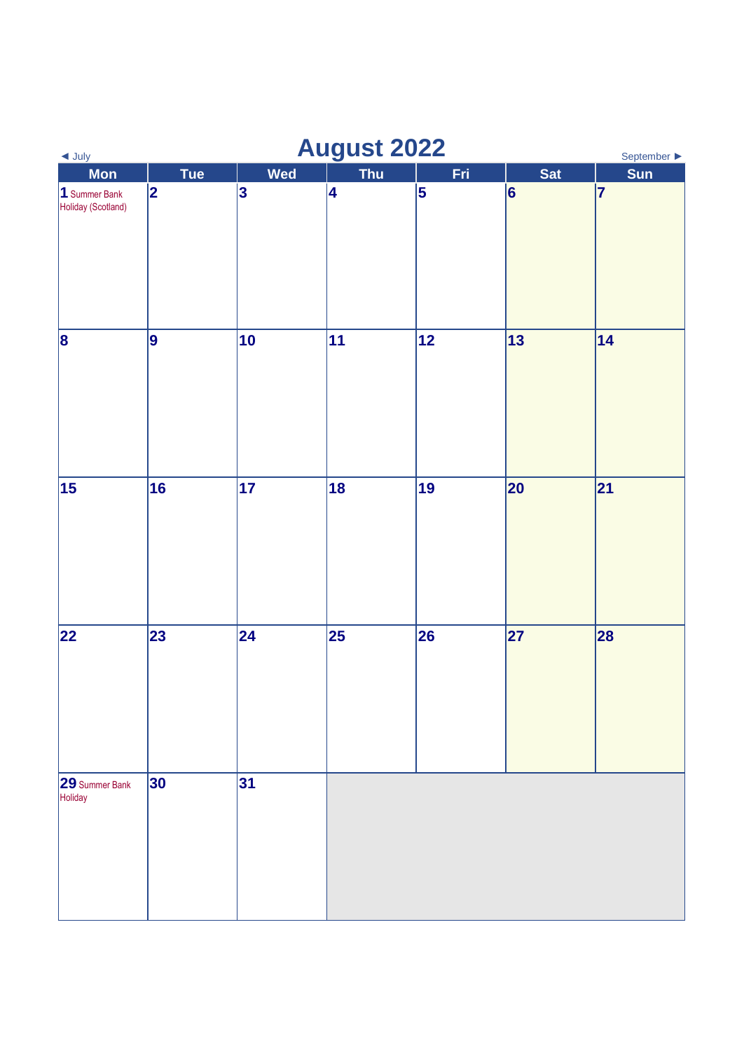◄ July

# August 2022

September ►

| Mon | Tue | Wed | Thu | Fri | Sat | Sun |
|---|---|---|---|---|---|---|
| 1 Summer Bank Holiday (Scotland) | 2 | 3 | 4 | 5 | 6 | 7 |
| 8 | 9 | 10 | 11 | 12 | 13 | 14 |
| 15 | 16 | 17 | 18 | 19 | 20 | 21 |
| 22 | 23 | 24 | 25 | 26 | 27 | 28 |
| 29 Summer Bank Holiday | 30 | 31 | | | | |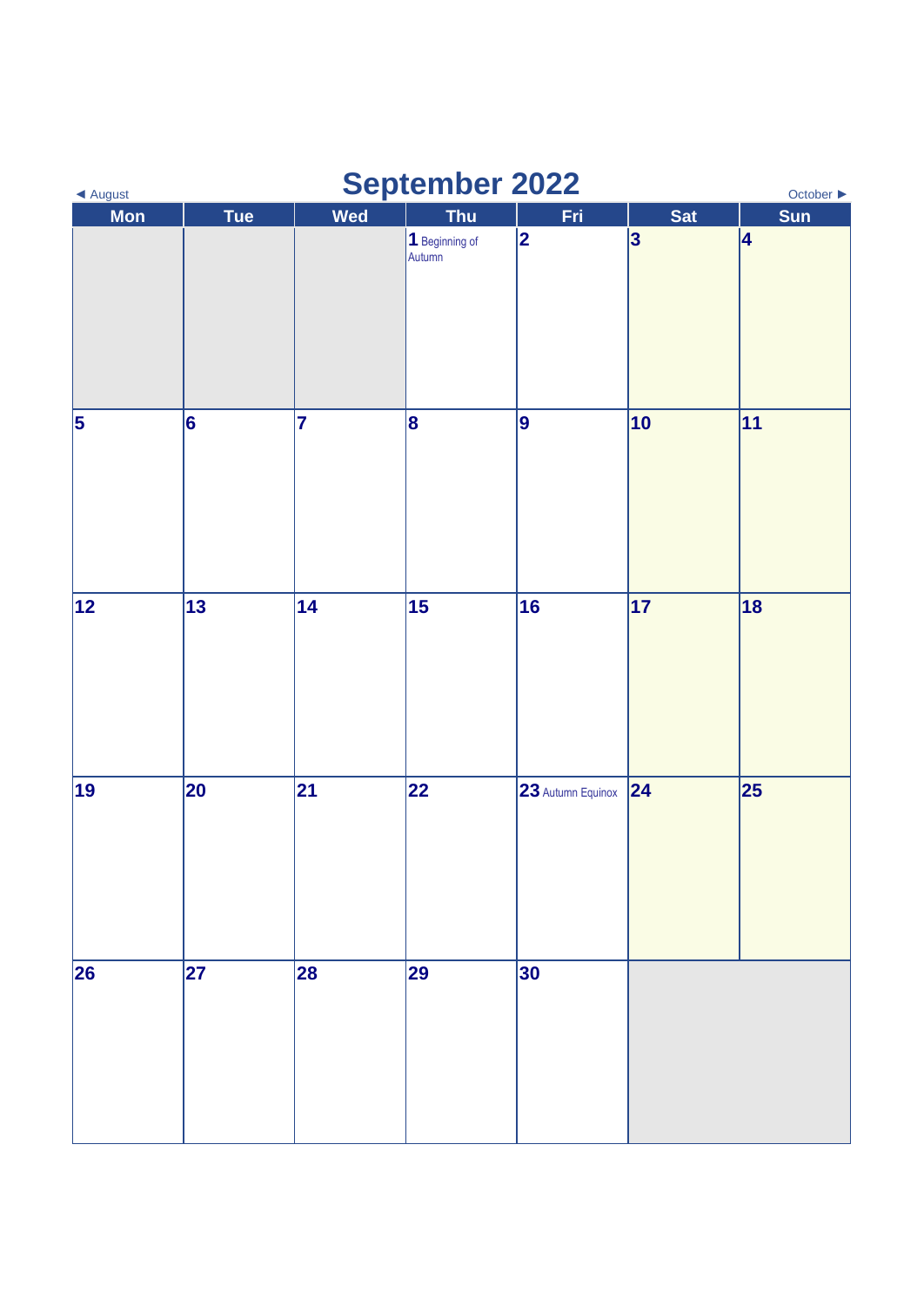◄ August

# September 2022

October ►

| Mon | Tue | Wed | Thu | Fri | Sat | Sun |
|---|---|---|---|---|---|---|
| | | | 1 Beginning of Autumn | 2 | 3 | 4 |
| 5 | 6 | 7 | 8 | 9 | 10 | 11 |
| 12 | 13 | 14 | 15 | 16 | 17 | 18 |
| 19 | 20 | 21 | 22 | 23 Autumn Equinox | 24 | 25 |
| 26 | 27 | 28 | 29 | 30 | | |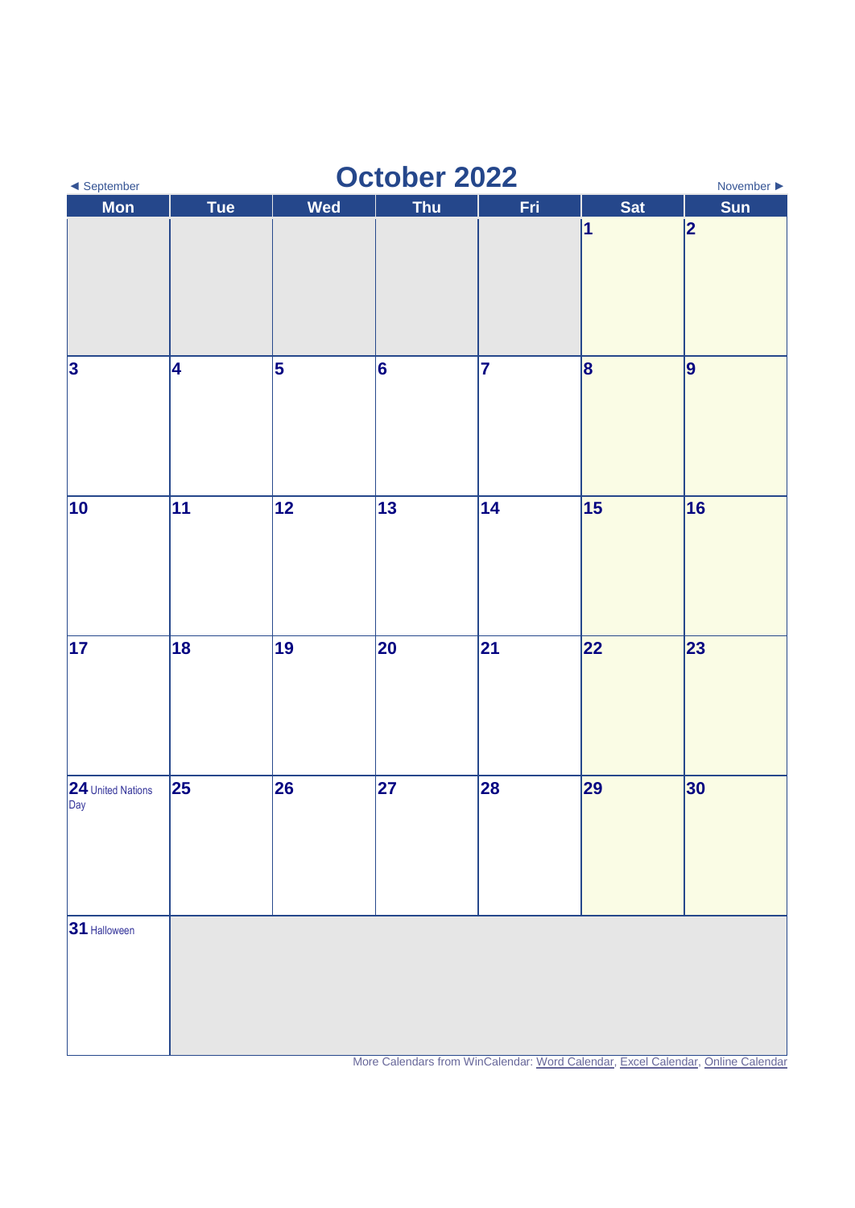◄ September

# October 2022

November ►

| Mon | Tue | Wed | Thu | Fri | Sat | Sun |
|---|---|---|---|---|---|---|
| | | | | | 1 | 2 |
| 3 | 4 | 5 | 6 | 7 | 8 | 9 |
| 10 | 11 | 12 | 13 | 14 | 15 | 16 |
| 17 | 18 | 19 | 20 | 21 | 22 | 23 |
| 24 United Nations Day | 25 | 26 | 27 | 28 | 29 | 30 |
| 31 Halloween | | | | | | |

More Calendars from WinCalendar: Word Calendar, Excel Calendar, Online Calendar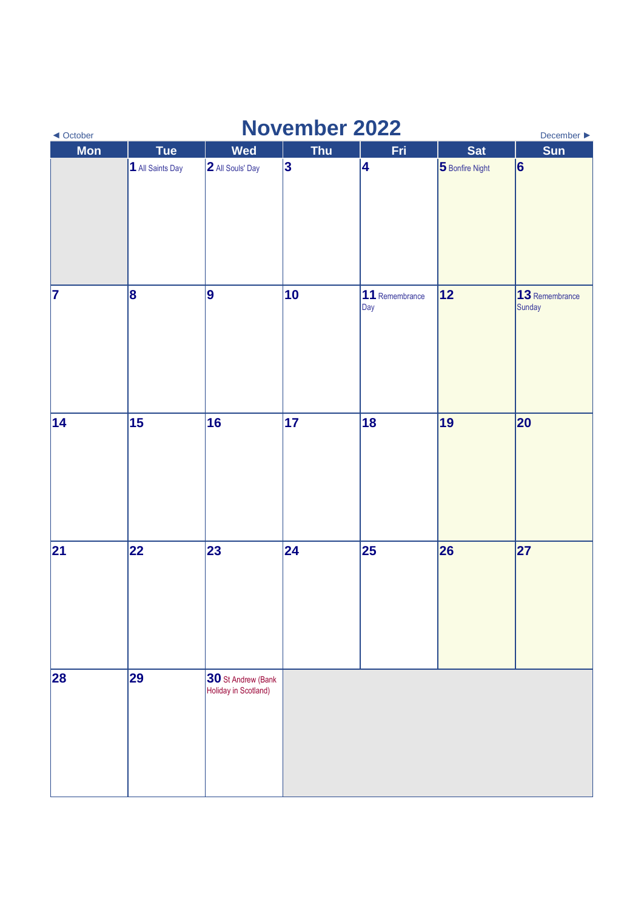◄ October

# November 2022

December ►

| Mon | Tue | Wed | Thu | Fri | Sat | Sun |
|---|---|---|---|---|---|---|
| | 1 All Saints Day | 2 All Souls' Day | 3 | 4 | 5 Bonfire Night | 6 |
| 7 | 8 | 9 | 10 | 11 Remembrance Day | 12 | 13 Remembrance Sunday |
| 14 | 15 | 16 | 17 | 18 | 19 | 20 |
| 21 | 22 | 23 | 24 | 25 | 26 | 27 |
| 28 | 29 | 30 St Andrew (Bank Holiday in Scotland) | | | | |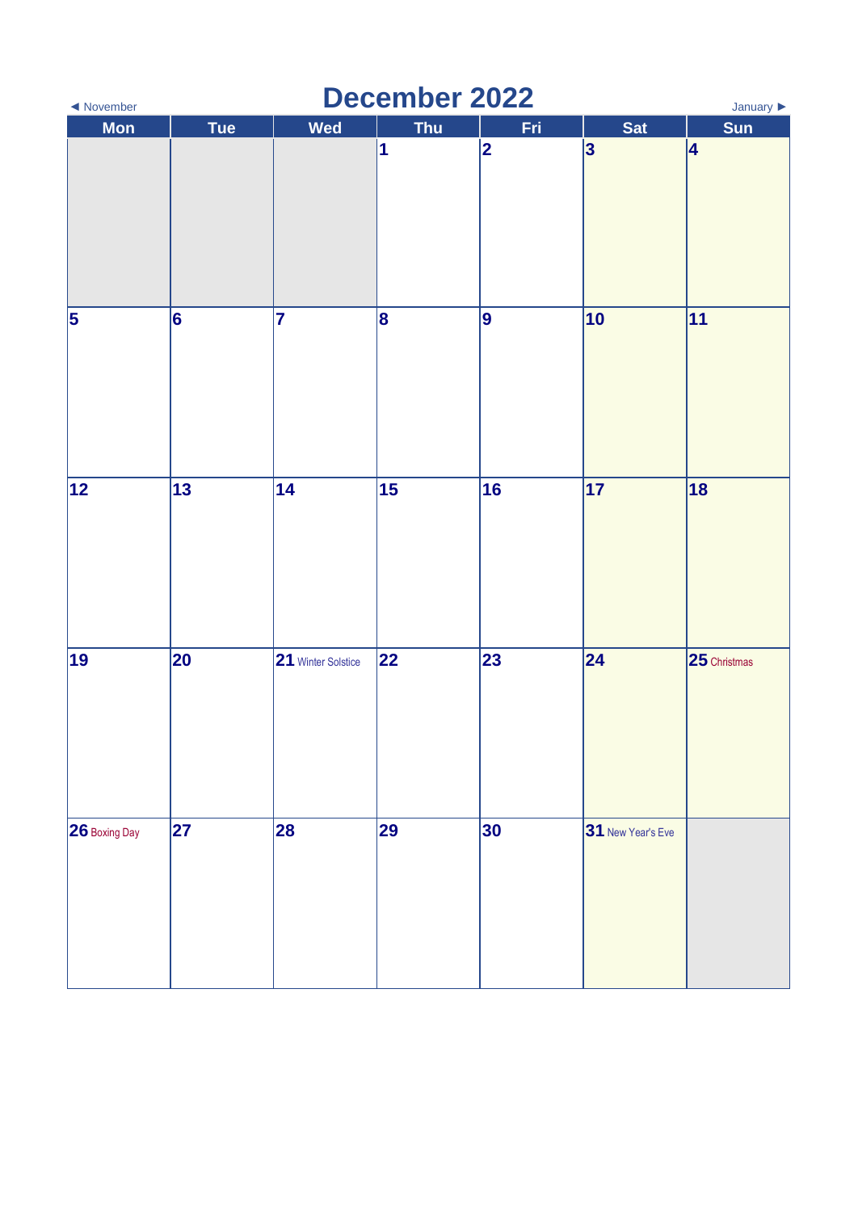◄ November

# December 2022

January ►

| Mon | Tue | Wed | Thu | Fri | Sat | Sun |
|---|---|---|---|---|---|---|
| | | | 1 | 2 | 3 | 4 |
| 5 | 6 | 7 | 8 | 9 | 10 | 11 |
| 12 | 13 | 14 | 15 | 16 | 17 | 18 |
| 19 | 20 | 21 Winter Solstice | 22 | 23 | 24 | 25 Christmas |
| 26 Boxing Day | 27 | 28 | 29 | 30 | 31 New Year's Eve | |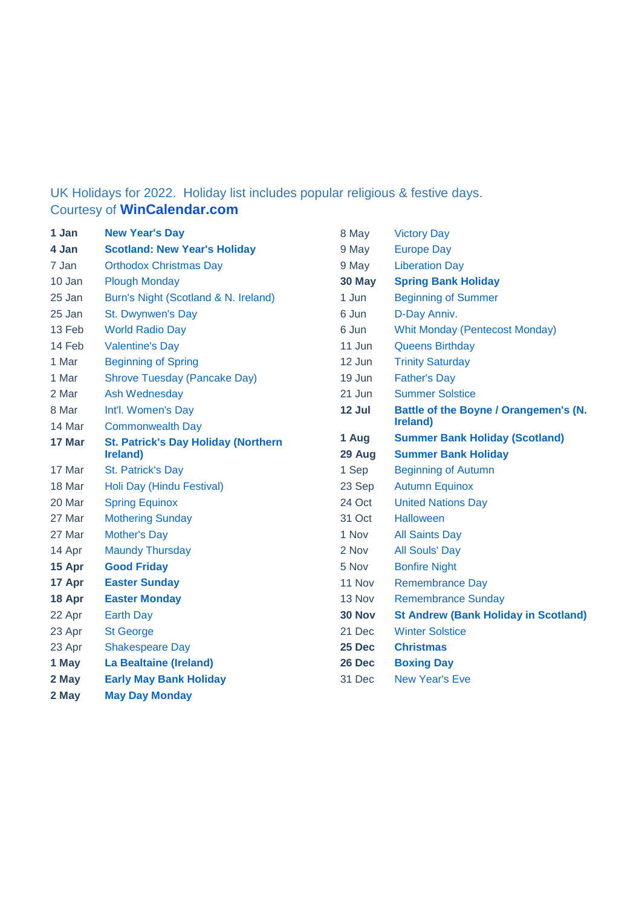UK Holidays for 2022. Holiday list includes popular religious & festive days.
Courtesy of **WinCalendar.com**

| | |
|---|---|
| **1 Jan** | **New Year's Day** |
| **4 Jan** | **Scotland: New Year's Holiday** |
| 7 Jan | Orthodox Christmas Day |
| 10 Jan | Plough Monday |
| 25 Jan | Burn's Night (Scotland & N. Ireland) |
| 25 Jan | St. Dwynwen's Day |
| 13 Feb | World Radio Day |
| 14 Feb | Valentine's Day |
| 1 Mar | Beginning of Spring |
| 1 Mar | Shrove Tuesday (Pancake Day) |
| 2 Mar | Ash Wednesday |
| 8 Mar | Int'l. Women's Day |
| 14 Mar | Commonwealth Day |
| **17 Mar** | **St. Patrick's Day Holiday (Northern Ireland)** |
| 17 Mar | St. Patrick's Day |
| 18 Mar | Holi Day (Hindu Festival) |
| 20 Mar | Spring Equinox |
| 27 Mar | Mothering Sunday |
| 27 Mar | Mother's Day |
| 14 Apr | Maundy Thursday |
| **15 Apr** | **Good Friday** |
| **17 Apr** | **Easter Sunday** |
| **18 Apr** | **Easter Monday** |
| 22 Apr | Earth Day |
| 23 Apr | St George |
| 23 Apr | Shakespeare Day |
| **1 May** | **La Bealtaine (Ireland)** |
| **2 May** | **Early May Bank Holiday** |
| **2 May** | **May Day Monday** |
| 8 May | Victory Day |
| 9 May | Europe Day |
| 9 May | Liberation Day |
| **30 May** | **Spring Bank Holiday** |
| 1 Jun | Beginning of Summer |
| 6 Jun | D-Day Anniv. |
| 6 Jun | Whit Monday (Pentecost Monday) |
| 11 Jun | Queens Birthday |
| 12 Jun | Trinity Saturday |
| 19 Jun | Father's Day |
| 21 Jun | Summer Solstice |
| **12 Jul** | **Battle of the Boyne / Orangemen's (N. Ireland)** |
| **1 Aug** | **Summer Bank Holiday (Scotland)** |
| **29 Aug** | **Summer Bank Holiday** |
| 1 Sep | Beginning of Autumn |
| 23 Sep | Autumn Equinox |
| 24 Oct | United Nations Day |
| 31 Oct | Halloween |
| 1 Nov | All Saints Day |
| 2 Nov | All Souls' Day |
| 5 Nov | Bonfire Night |
| 11 Nov | Remembrance Day |
| 13 Nov | Remembrance Sunday |
| **30 Nov** | **St Andrew (Bank Holiday in Scotland)** |
| 21 Dec | Winter Solstice |
| **25 Dec** | **Christmas** |
| **26 Dec** | **Boxing Day** |
| 31 Dec | New Year's Eve |